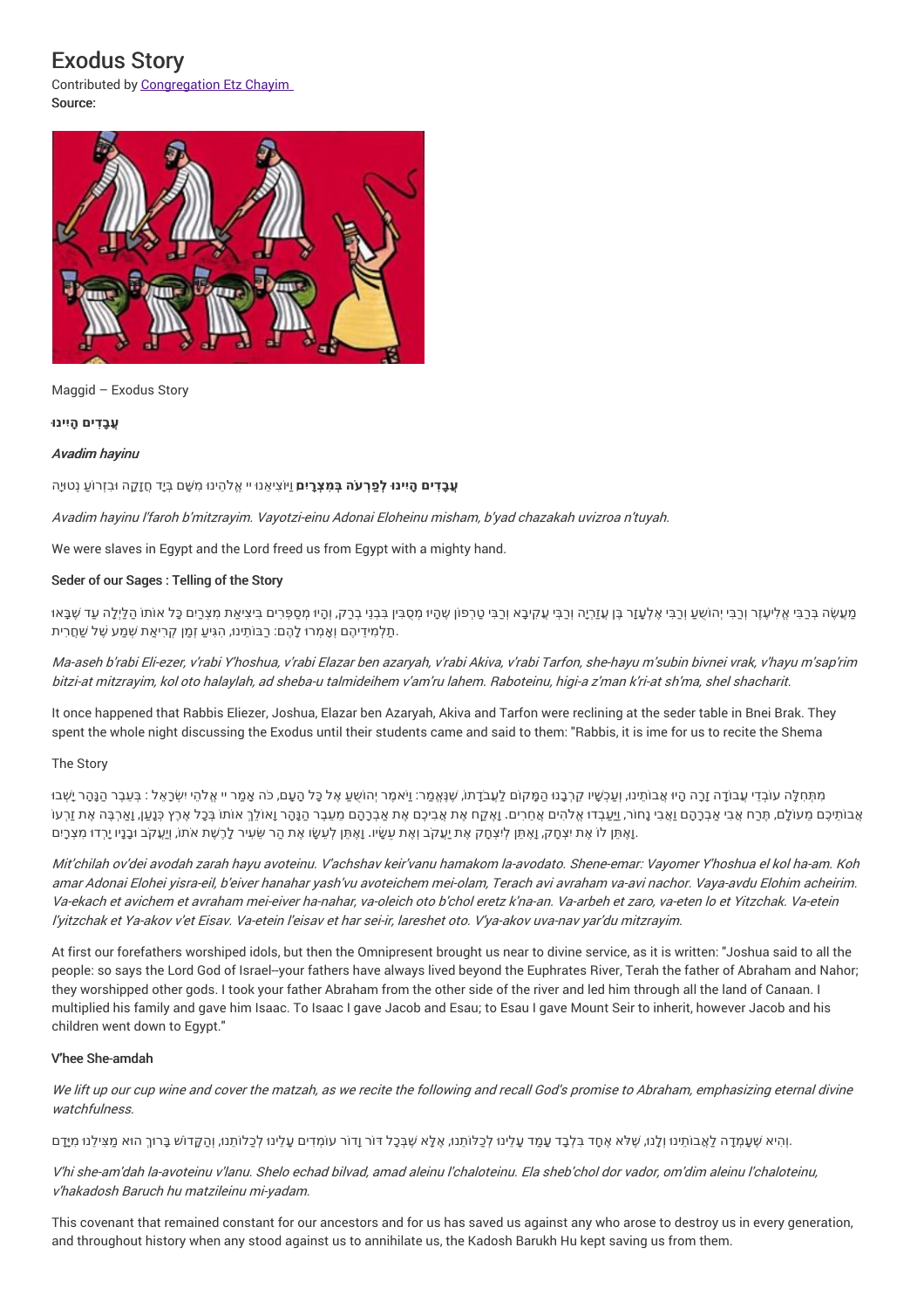# Exodus Story

Contributed by Congregation Etz Chayim

Source:

Maggid – Exodus Story

**עֲבָדִים הָיִינוּ**

*Avadim hayinu*

**עֲבָדִים הָיִינוּ לְפַרְעֹה בְּמִצְרָיִם** וַיּוֹצִיאֵנוּ יי אֱלֹהֵינוּ מִשָּׁם בְּיָד חֲזָקָה וּבִזְרוֹעַ נְטוּיָה

*Avadim hayinu l'faroh b'mitzrayim. Vayotzi-einu Adonai Eloheinu misham, b'yad chazakah uvizroa n'tuyah.*

We were slaves in Egypt and the Lord freed us from Egypt with a mighty hand.

**Seder of our Sages : Telling of the Story**

מַעֲשֶׂה בְּרַבִּי אֱלִיעֶזֶר וְרַבִּי יְהוֹשֻׁעַ וְרַבִּי אֶלְעָזָר בֶּן עֲזַרְיָה וְרַבִּי עֲקִיבָא וְרַבִּי טַרְפוֹן שֶׁהָיוּ מְסֻבִּין בִּבְנֵי בְרַק, וְהָיוּ מְסַפְּרִים בִּיצִיאַת מִצְרַיִם כָּל אוֹתוֹ הַלַּיְלָה עַד שֶׁבָּאוּ תַלְמִידֵיהֶם וְאָמְרוּ לָהֶם: רַבּוֹתֵינוּ, הִגִּיעַ זְמַן קְרִיאַת שְׁמַע שֶׁל שַׁחֲרִית.

*Ma-aseh b'rabi Eli-ezer, v'rabi Y'hoshua, v'rabi Elazar ben azaryah, v'rabi Akiva, v'rabi Tarfon, she-hayu m'subin bivnei vrak, v'hayu m'sap'rim bitzi-at mitzrayim, kol oto halaylah, ad sheba-u talmideihem v'am'ru lahem. Raboteinu, higi-a z'man k'ri-at sh'ma, shel shacharit.*

It once happened that Rabbis Eliezer, Joshua, Elazar ben Azaryah, Akiva and Tarfon were reclining at the seder table in Bnei Brak. They spent the whole night discussing the Exodus until their students came and said to them: "Rabbis, it is ime for us to recite the Shema

The Story

מִתְּחִלָּה עוֹבְדֵי עֲבוֹדָה זָרָה הָיוּ אֲבוֹתֵינוּ, וְעַכְשָׁיו קֵרְבָנוּ הַמָּקוֹם לַעֲבֹדָתוֹ, שֶׁנֶּאֱמַר: וַיֹּאמֶר יְהוֹשֻׁעַ אֶל כָּל הָעָם, כֹּה אָמַר יי אֱלֹהֵי יִשְׂרָאֵל : בְּעֵבֶר הַנָּהָר יָשְׁבוּ אֲבוֹתֵיכֶם מֵעוֹלָם, תֶּרַח אֲבִי אַבְרָהָם וַאֲבִי נָחוֹר, וַיַּעַבְדוּ אֱלֹהִים אֲחֵרִים. וָאֶקַּח אֶת אֲבִיכֶם אֶת אַבְרָהָם מֵעֵבֶר הַנָּהָר וָאוֹלֵךְ אוֹתוֹ בְּכָל אֶרֶץ כְּנָעַן, וָאַרְבֶּה אֶת זַרְעוֹ וָאֶתֵּן לוֹ אֶת יִצְחָק, וָאֶתֵּן לְיִצְחָק אֶת יַעֲקֹב וְאֶת עֵשָׂו. וָאֶתֵּן לְעֵשָׂו אֶת הַר שֵׂעִיר לָרֶשֶׁת אוֹתוֹ, וְיַעֲקֹב וּבָנָיו יָרְדוּ מִצְרָיִם.

*Mit'chilah ov'dei avodah zarah hayu avoteinu. V'achshav keir'vanu hamakom la-avodato. Shene-emar: Vayomer Y'hoshua el kol ha-am. Koh amar Adonai Elohei yisra-eil, b'eiver hanahar yash'vu avoteichem mei-olam, Terach avi avraham va-avi nachor. Vaya-avdu Elohim acheirim. Va-ekach et avichem et avraham mei-eiver ha-nahar, va-oleich oto b'chol eretz k'na-an. Va-arbeh et zaro, va-eten lo et Yitzchak. Va-etein l'yitzchak et Ya-akov v'et Eisav. Va-etein l'eisav et har sei-ir, lareshet oto. V'ya-akov uva-nav yar'du mitzrayim.*

At first our forefathers worshiped idols, but then the Omnipresent brought us near to divine service, as it is written: "Joshua said to all the people: so says the Lord God of Israel--your fathers have always lived beyond the Euphrates River, Terah the father of Abraham and Nahor; they worshipped other gods. I took your father Abraham from the other side of the river and led him through all the land of Canaan. I multiplied his family and gave him Isaac. To Isaac I gave Jacob and Esau; to Esau I gave Mount Seir to inherit, however Jacob and his children went down to Egypt."

**V'hee She-amdah**

*We lift up our cup wine and cover the matzah, as we recite the following and recall God's promise to Abraham, emphasizing eternal divine watchfulness.*

וְהִיא שֶׁעָמְדָה לַאֲבוֹתֵינוּ וְלָנוּ, שֶׁלֹּא אֶחָד בִּלְבָד עָמַד עָלֵינוּ לְכַלוֹתֵנוּ, אֶלָּא שֶׁבְּכָל דּוֹר וָדוֹר עוֹמְדִים עָלֵינוּ לְכַלוֹתֵנוּ, וְהַקָּדוֹשׁ בָּרוּךְ הוּא מַצִּילֵנוּ מִיָּדָם.

*V'hi she-am'dah la-avoteinu v'lanu. Shelo echad bilvad, amad aleinu l'chaloteinu. Ela sheb'chol dor vador, om'dim aleinu l'chaloteinu, v'hakadosh Baruch hu matzileinu mi-yadam.*

This covenant that remained constant for our ancestors and for us has saved us against any who arose to destroy us in every generation, and throughout history when any stood against us to annihilate us, the Kadosh Barukh Hu kept saving us from them.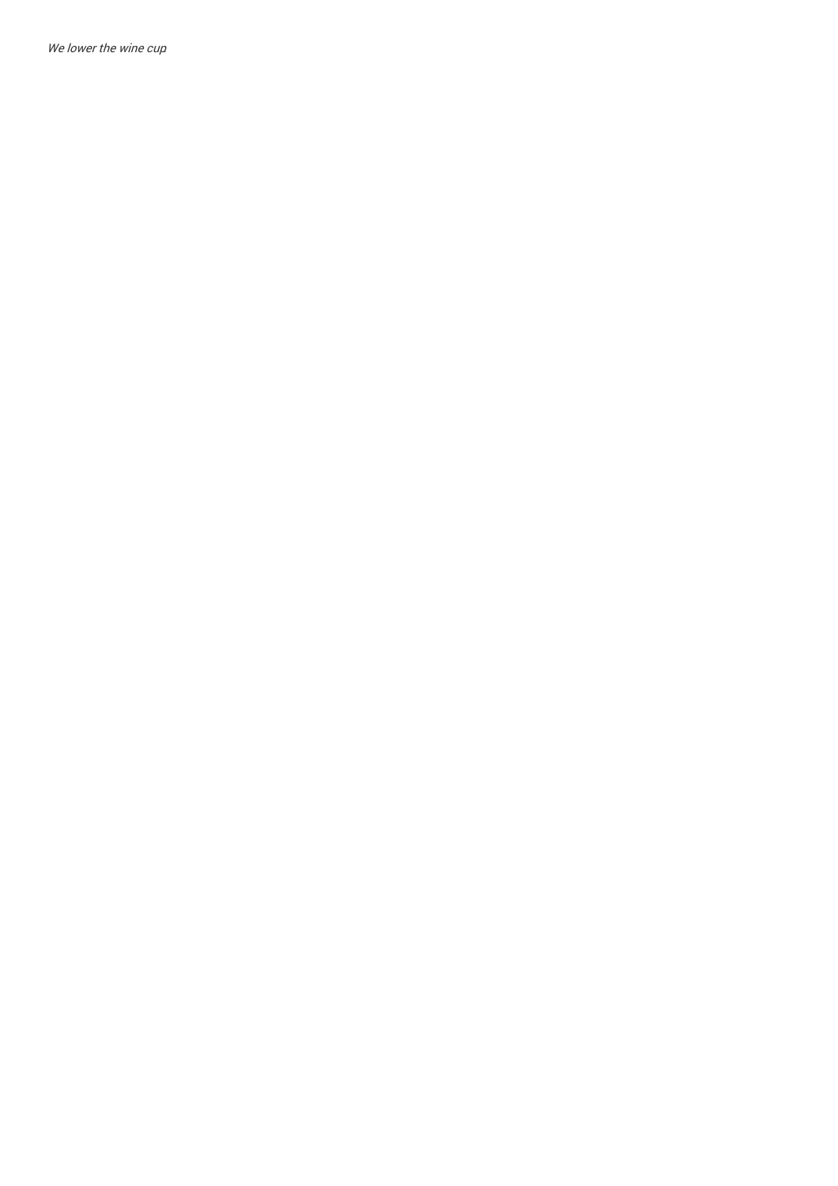*We lower the wine cup*